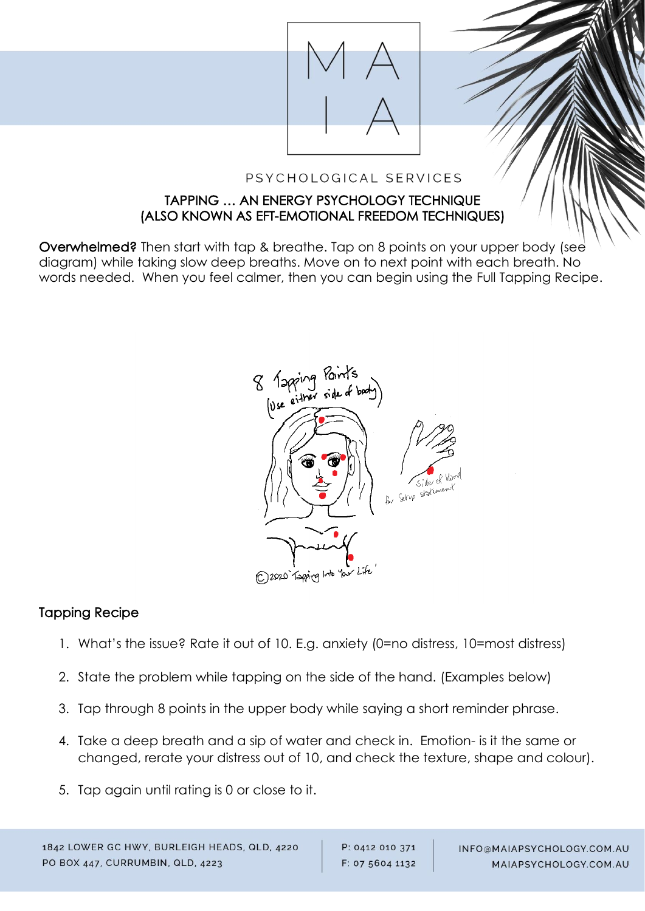MAIA

PSYCHOLOGICAL SERVICES

# TAPPING … AN ENERGY PSYCHOLOGY TECHNIQUE (ALSO KNOWN AS EFT-EMOTIONAL FREEDOM TECHNIQUES)

**Overwhelmed?** Then start with tap & breathe. Tap on 8 points on your upper body (see diagram) while taking slow deep breaths. Move on to next point with each breath. No words needed. When you feel calmer, then you can begin using the Full Tapping Recipe.

8 Tapping Points (Use either side of body)

Side of Hand for Setup statement

© 2020 'Tapping Into Your Life'

## Tapping Recipe

1. What's the issue? Rate it out of 10. E.g. anxiety (0=no distress, 10=most distress)
2. State the problem while tapping on the side of the hand. (Examples below)
3. Tap through 8 points in the upper body while saying a short reminder phrase.
4. Take a deep breath and a sip of water and check in. Emotion- is it the same or changed, rerate your distress out of 10, and check the texture, shape and colour).
5. Tap again until rating is 0 or close to it.

1842 LOWER GC HWY, BURLEIGH HEADS, QLD, 4220
PO BOX 447, CURRUMBIN, QLD, 4223

P: 0412 010 371
F: 07 5604 1132

INFO@MAIAPSYCHOLOGY.COM.AU
MAIAPSYCHOLOGY.COM.AU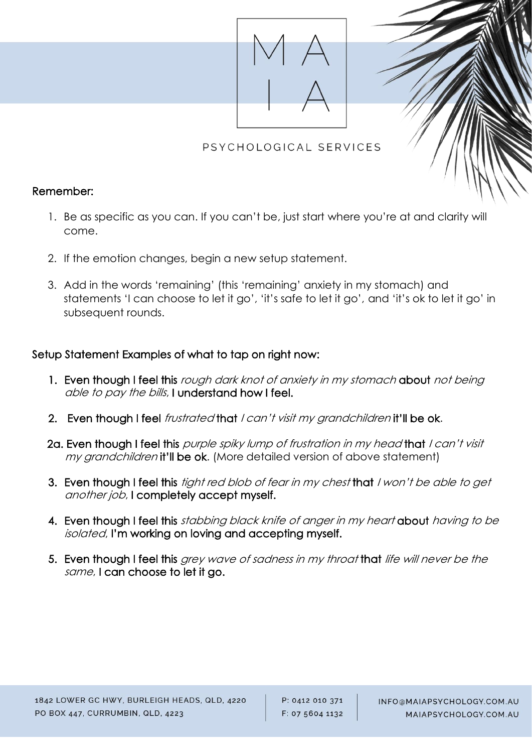Remember:

1. Be as specific as you can. If you can't be, just start where you're at and clarity will come.

2. If the emotion changes, begin a new setup statement.

3. Add in the words 'remaining' (this 'remaining' anxiety in my stomach) and statements 'I can choose to let it go', 'it's safe to let it go', and 'it's ok to let it go' in subsequent rounds.

Setup Statement Examples of what to tap on right now:

1. **Even though I feel this** *rough dark knot of anxiety in my stomach* **about** *not being able to pay the bills*, **I understand how I feel.**

2. **Even though I feel** *frustrated* **that** *I can't visit my grandchildren* **it'll be ok**.

2a. **Even though I feel this** *purple spiky lump of frustration in my head* **that** *I can't visit my grandchildren* **it'll be ok**. (More detailed version of above statement)

3. **Even though I feel this** *tight red blob of fear in my chest* **that** *I won't be able to get another job*, **I completely accept myself.**

4. **Even though I feel this** *stabbing black knife of anger in my heart* **about** *having to be isolated*, **I'm working on loving and accepting myself.**

5. **Even though I feel this** *grey wave of sadness in my throat* **that** *life will never be the same*, **I can choose to let it go.**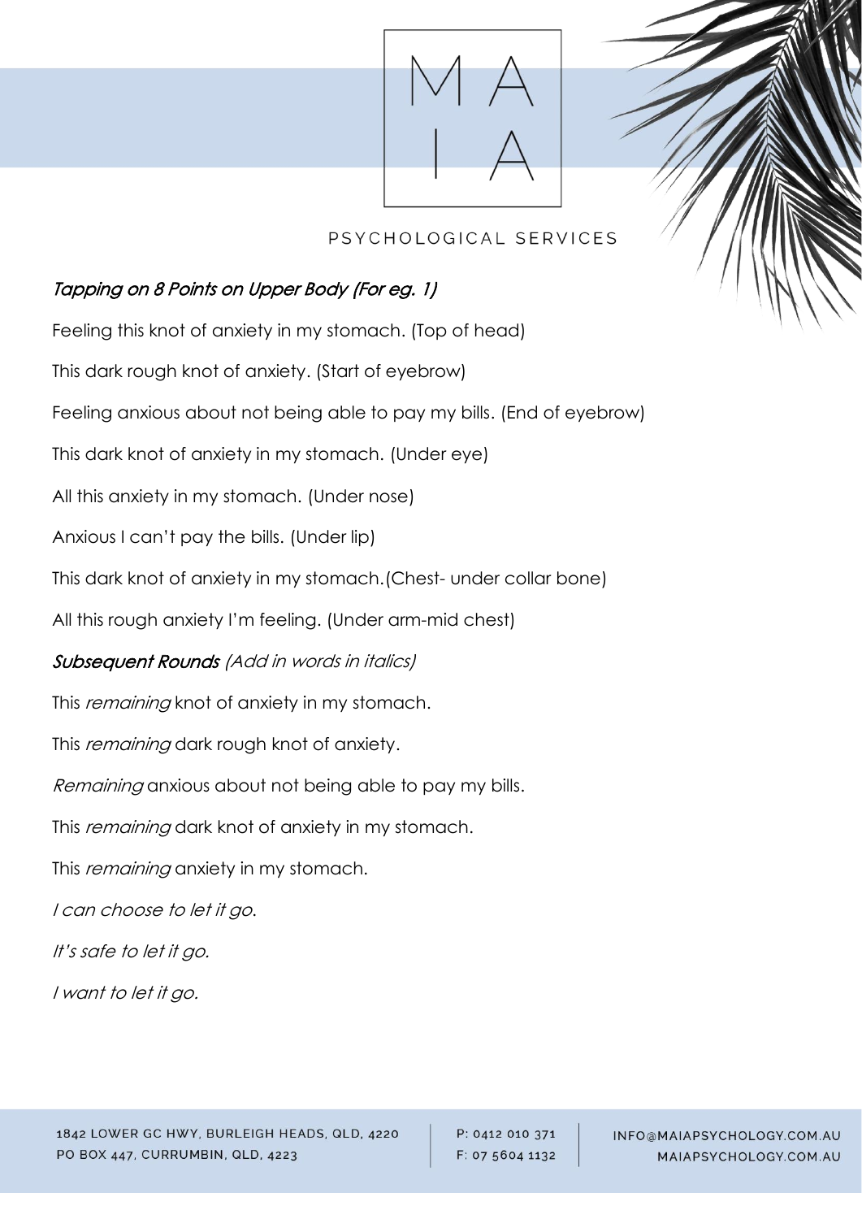## *Tapping on 8 Points on Upper Body (For eg. 1)*

Feeling this knot of anxiety in my stomach. (Top of head)

This dark rough knot of anxiety. (Start of eyebrow)

Feeling anxious about not being able to pay my bills. (End of eyebrow)

This dark knot of anxiety in my stomach. (Under eye)

All this anxiety in my stomach. (Under nose)

Anxious I can't pay the bills. (Under lip)

This dark knot of anxiety in my stomach.(Chest- under collar bone)

All this rough anxiety I'm feeling. (Under arm-mid chest)

***Subsequent Rounds*** *(Add in words in italics)*

This *remaining* knot of anxiety in my stomach.

This *remaining* dark rough knot of anxiety.

*Remaining* anxious about not being able to pay my bills.

This *remaining* dark knot of anxiety in my stomach.

This *remaining* anxiety in my stomach.

*I can choose to let it go.*

*It's safe to let it go.*

*I want to let it go.*